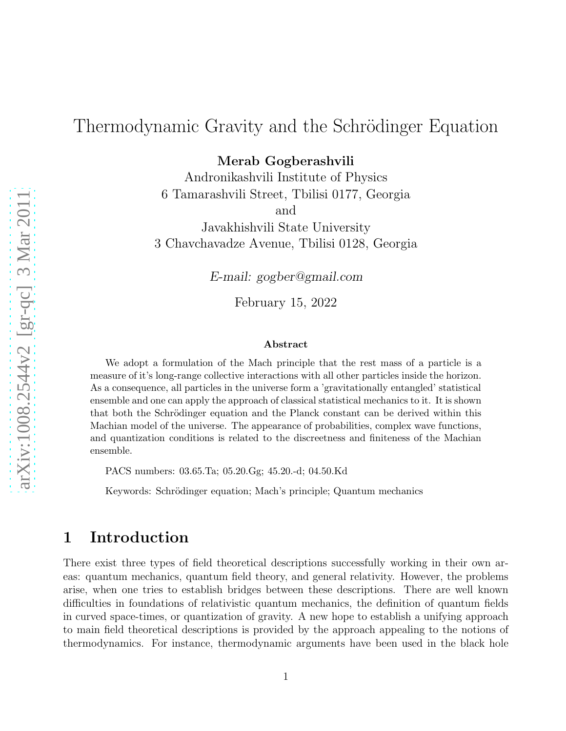# Thermodynamic Gravity and the Schrödinger Equation

**Merab Gogberashvili**

Andronikashvili Institute of Physics
6 Tamarashvili Street, Tbilisi 0177, Georgia
and
Javakhishvili State University
3 Chavchavadze Avenue, Tbilisi 0128, Georgia

*E-mail: gogber@gmail.com*

February 15, 2022

### Abstract

We adopt a formulation of the Mach principle that the rest mass of a particle is a measure of it's long-range collective interactions with all other particles inside the horizon. As a consequence, all particles in the universe form a 'gravitationally entangled' statistical ensemble and one can apply the approach of classical statistical mechanics to it. It is shown that both the Schrödinger equation and the Planck constant can be derived within this Machian model of the universe. The appearance of probabilities, complex wave functions, and quantization conditions is related to the discreetness and finiteness of the Machian ensemble.

PACS numbers: 03.65.Ta; 05.20.Gg; 45.20.-d; 04.50.Kd

Keywords: Schrödinger equation; Mach's principle; Quantum mechanics

## 1 Introduction

There exist three types of field theoretical descriptions successfully working in their own areas: quantum mechanics, quantum field theory, and general relativity. However, the problems arise, when one tries to establish bridges between these descriptions. There are well known difficulties in foundations of relativistic quantum mechanics, the definition of quantum fields in curved space-times, or quantization of gravity. A new hope to establish a unifying approach to main field theoretical descriptions is provided by the approach appealing to the notions of thermodynamics. For instance, thermodynamic arguments have been used in the black hole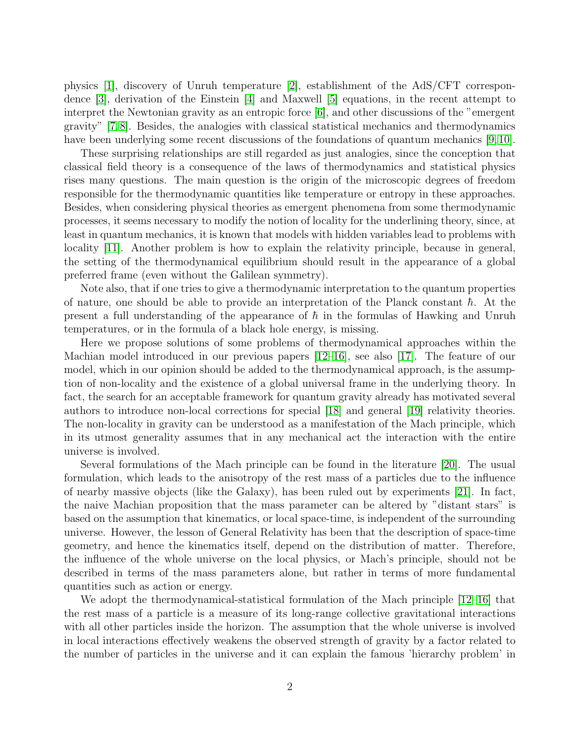physics [1], discovery of Unruh temperature [2], establishment of the AdS/CFT correspondence [3], derivation of the Einstein [4] and Maxwell [5] equations, in the recent attempt to interpret the Newtonian gravity as an entropic force [6], and other discussions of the "emergent gravity" [7,8]. Besides, the analogies with classical statistical mechanics and thermodynamics have been underlying some recent discussions of the foundations of quantum mechanics [9,10].

These surprising relationships are still regarded as just analogies, since the conception that classical field theory is a consequence of the laws of thermodynamics and statistical physics rises many questions. The main question is the origin of the microscopic degrees of freedom responsible for the thermodynamic quantities like temperature or entropy in these approaches. Besides, when considering physical theories as emergent phenomena from some thermodynamic processes, it seems necessary to modify the notion of locality for the underlining theory, since, at least in quantum mechanics, it is known that models with hidden variables lead to problems with locality [11]. Another problem is how to explain the relativity principle, because in general, the setting of the thermodynamical equilibrium should result in the appearance of a global preferred frame (even without the Galilean symmetry).

Note also, that if one tries to give a thermodynamic interpretation to the quantum properties of nature, one should be able to provide an interpretation of the Planck constant $\hbar$. At the present a full understanding of the appearance of $\hbar$ in the formulas of Hawking and Unruh temperatures, or in the formula of a black hole energy, is missing.

Here we propose solutions of some problems of thermodynamical approaches within the Machian model introduced in our previous papers [12–16], see also [17]. The feature of our model, which in our opinion should be added to the thermodynamical approach, is the assumption of non-locality and the existence of a global universal frame in the underlying theory. In fact, the search for an acceptable framework for quantum gravity already has motivated several authors to introduce non-local corrections for special [18] and general [19] relativity theories. The non-locality in gravity can be understood as a manifestation of the Mach principle, which in its utmost generality assumes that in any mechanical act the interaction with the entire universe is involved.

Several formulations of the Mach principle can be found in the literature [20]. The usual formulation, which leads to the anisotropy of the rest mass of a particles due to the influence of nearby massive objects (like the Galaxy), has been ruled out by experiments [21]. In fact, the naive Machian proposition that the mass parameter can be altered by "distant stars" is based on the assumption that kinematics, or local space-time, is independent of the surrounding universe. However, the lesson of General Relativity has been that the description of space-time geometry, and hence the kinematics itself, depend on the distribution of matter. Therefore, the influence of the whole universe on the local physics, or Mach's principle, should not be described in terms of the mass parameters alone, but rather in terms of more fundamental quantities such as action or energy.

We adopt the thermodynamical-statistical formulation of the Mach principle [12–16] that the rest mass of a particle is a measure of its long-range collective gravitational interactions with all other particles inside the horizon. The assumption that the whole universe is involved in local interactions effectively weakens the observed strength of gravity by a factor related to the number of particles in the universe and it can explain the famous 'hierarchy problem' in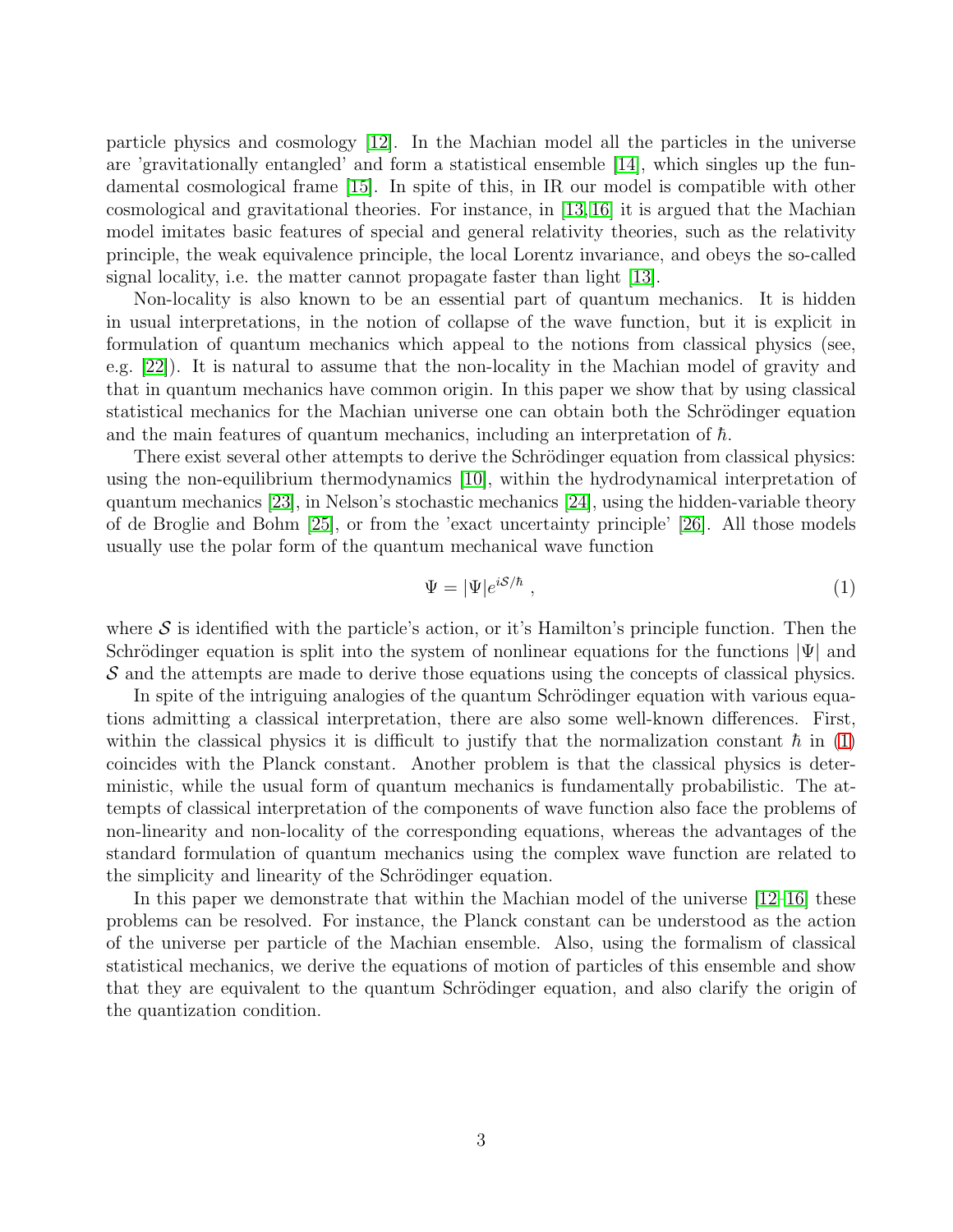particle physics and cosmology [12]. In the Machian model all the particles in the universe are 'gravitationally entangled' and form a statistical ensemble [14], which singles up the fundamental cosmological frame [15]. In spite of this, in IR our model is compatible with other cosmological and gravitational theories. For instance, in [13,16] it is argued that the Machian model imitates basic features of special and general relativity theories, such as the relativity principle, the weak equivalence principle, the local Lorentz invariance, and obeys the so-called signal locality, i.e. the matter cannot propagate faster than light [13].

Non-locality is also known to be an essential part of quantum mechanics. It is hidden in usual interpretations, in the notion of collapse of the wave function, but it is explicit in formulation of quantum mechanics which appeal to the notions from classical physics (see, e.g. [22]). It is natural to assume that the non-locality in the Machian model of gravity and that in quantum mechanics have common origin. In this paper we show that by using classical statistical mechanics for the Machian universe one can obtain both the Schrödinger equation and the main features of quantum mechanics, including an interpretation of $\hbar$.

There exist several other attempts to derive the Schrödinger equation from classical physics: using the non-equilibrium thermodynamics [10], within the hydrodynamical interpretation of quantum mechanics [23], in Nelson's stochastic mechanics [24], using the hidden-variable theory of de Broglie and Bohm [25], or from the 'exact uncertainty principle' [26]. All those models usually use the polar form of the quantum mechanical wave function

$$\Psi = |\Psi| e^{i\mathcal{S}/\hbar} \, , \tag{1}$$

where $\mathcal{S}$ is identified with the particle's action, or it's Hamilton's principle function. Then the Schrödinger equation is split into the system of nonlinear equations for the functions $|\Psi|$ and $\mathcal{S}$ and the attempts are made to derive those equations using the concepts of classical physics.

In spite of the intriguing analogies of the quantum Schrödinger equation with various equations admitting a classical interpretation, there are also some well-known differences. First, within the classical physics it is difficult to justify that the normalization constant $\hbar$ in (1) coincides with the Planck constant. Another problem is that the classical physics is deterministic, while the usual form of quantum mechanics is fundamentally probabilistic. The attempts of classical interpretation of the components of wave function also face the problems of non-linearity and non-locality of the corresponding equations, whereas the advantages of the standard formulation of quantum mechanics using the complex wave function are related to the simplicity and linearity of the Schrödinger equation.

In this paper we demonstrate that within the Machian model of the universe [12–16] these problems can be resolved. For instance, the Planck constant can be understood as the action of the universe per particle of the Machian ensemble. Also, using the formalism of classical statistical mechanics, we derive the equations of motion of particles of this ensemble and show that they are equivalent to the quantum Schrödinger equation, and also clarify the origin of the quantization condition.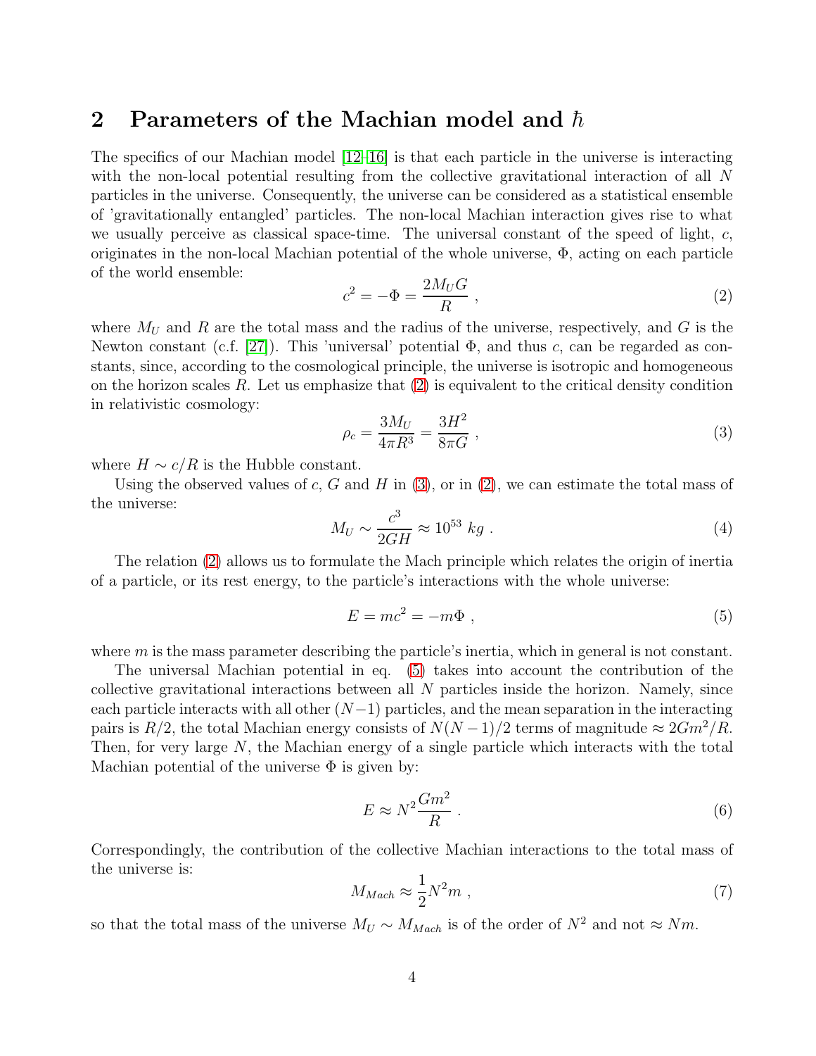## 2 Parameters of the Machian model and $\hbar$

The specifics of our Machian model [12–16] is that each particle in the universe is interacting with the non-local potential resulting from the collective gravitational interaction of all $N$ particles in the universe. Consequently, the universe can be considered as a statistical ensemble of 'gravitationally entangled' particles. The non-local Machian interaction gives rise to what we usually perceive as classical space-time. The universal constant of the speed of light, $c$, originates in the non-local Machian potential of the whole universe, $\Phi$, acting on each particle of the world ensemble:

$$c^2 = -\Phi = \frac{2M_U G}{R} \ , \tag{2}$$

where $M_U$ and $R$ are the total mass and the radius of the universe, respectively, and $G$ is the Newton constant (c.f. [27]). This 'universal' potential $\Phi$, and thus $c$, can be regarded as constants, since, according to the cosmological principle, the universe is isotropic and homogeneous on the horizon scales $R$. Let us emphasize that (2) is equivalent to the critical density condition in relativistic cosmology:

$$\rho_c = \frac{3M_U}{4\pi R^3} = \frac{3H^2}{8\pi G} \ , \tag{3}$$

where $H \sim c/R$ is the Hubble constant.

Using the observed values of $c$, $G$ and $H$ in (3), or in (2), we can estimate the total mass of the universe:

$$M_U \sim \frac{c^3}{2GH} \approx 10^{53} \ kg \ . \tag{4}$$

The relation (2) allows us to formulate the Mach principle which relates the origin of inertia of a particle, or its rest energy, to the particle's interactions with the whole universe:

$$E = mc^2 = -m\Phi \ , \tag{5}$$

where $m$ is the mass parameter describing the particle's inertia, which in general is not constant.

The universal Machian potential in eq. (5) takes into account the contribution of the collective gravitational interactions between all $N$ particles inside the horizon. Namely, since each particle interacts with all other $(N-1)$ particles, and the mean separation in the interacting pairs is $R/2$, the total Machian energy consists of $N(N-1)/2$ terms of magnitude $\approx 2Gm^2/R$. Then, for very large $N$, the Machian energy of a single particle which interacts with the total Machian potential of the universe $\Phi$ is given by:

$$E \approx N^2 \frac{Gm^2}{R} \ . \tag{6}$$

Correspondingly, the contribution of the collective Machian interactions to the total mass of the universe is:

$$M_{Mach} \approx \frac{1}{2} N^2 m \ , \tag{7}$$

so that the total mass of the universe $M_U \sim M_{Mach}$ is of the order of $N^2$ and not $\approx Nm$.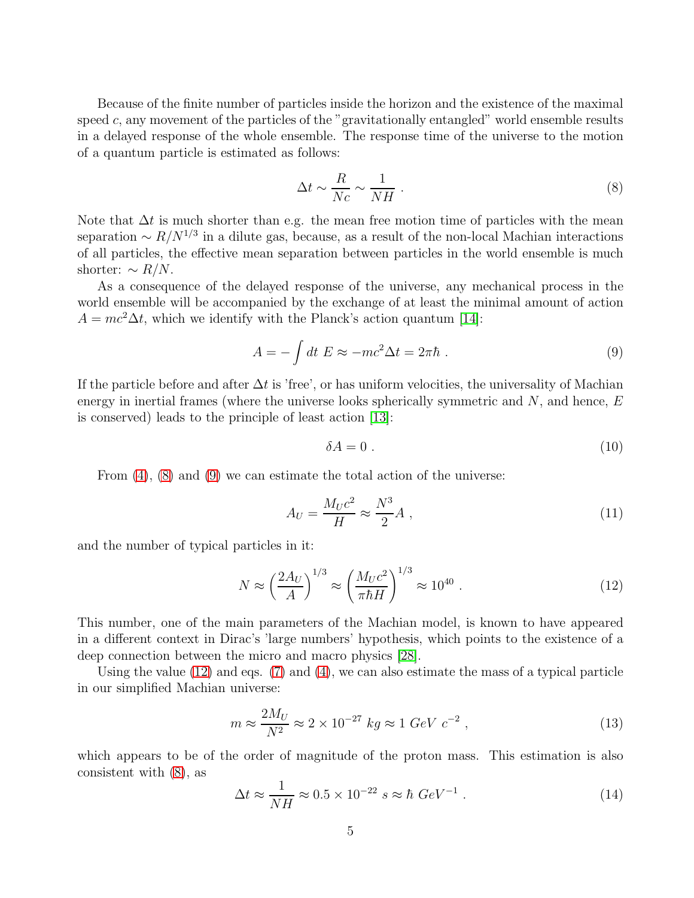Because of the finite number of particles inside the horizon and the existence of the maximal speed $c$, any movement of the particles of the "gravitationally entangled" world ensemble results in a delayed response of the whole ensemble. The response time of the universe to the motion of a quantum particle is estimated as follows:

$$\Delta t \sim \frac{R}{Nc} \sim \frac{1}{NH} \ . \tag{8}$$

Note that $\Delta t$ is much shorter than e.g. the mean free motion time of particles with the mean separation $\sim R/N^{1/3}$ in a dilute gas, because, as a result of the non-local Machian interactions of all particles, the effective mean separation between particles in the world ensemble is much shorter: $\sim R/N$.

As a consequence of the delayed response of the universe, any mechanical process in the world ensemble will be accompanied by the exchange of at least the minimal amount of action $A = mc^2 \Delta t$, which we identify with the Planck's action quantum [14]:

$$A = -\int dt \ E \approx -mc^2 \Delta t = 2\pi\hbar \ . \tag{9}$$

If the particle before and after $\Delta t$ is 'free', or has uniform velocities, the universality of Machian energy in inertial frames (where the universe looks spherically symmetric and $N$, and hence, $E$ is conserved) leads to the principle of least action [13]:

$$\delta A = 0 \ . \tag{10}$$

From (4), (8) and (9) we can estimate the total action of the universe:

$$A_U = \frac{M_U c^2}{H} \approx \frac{N^3}{2} A \ , \tag{11}$$

and the number of typical particles in it:

$$N \approx \left(\frac{2A_U}{A}\right)^{1/3} \approx \left(\frac{M_U c^2}{\pi\hbar H}\right)^{1/3} \approx 10^{40} \ . \tag{12}$$

This number, one of the main parameters of the Machian model, is known to have appeared in a different context in Dirac's 'large numbers' hypothesis, which points to the existence of a deep connection between the micro and macro physics [28].

Using the value (12) and eqs. (7) and (4), we can also estimate the mass of a typical particle in our simplified Machian universe:

$$m \approx \frac{2M_U}{N^2} \approx 2 \times 10^{-27} \ kg \approx 1 \ GeV \ c^{-2} \ , \tag{13}$$

which appears to be of the order of magnitude of the proton mass. This estimation is also consistent with (8), as

$$\Delta t \approx \frac{1}{NH} \approx 0.5 \times 10^{-22} \ s \approx \hbar \ GeV^{-1} \ . \tag{14}$$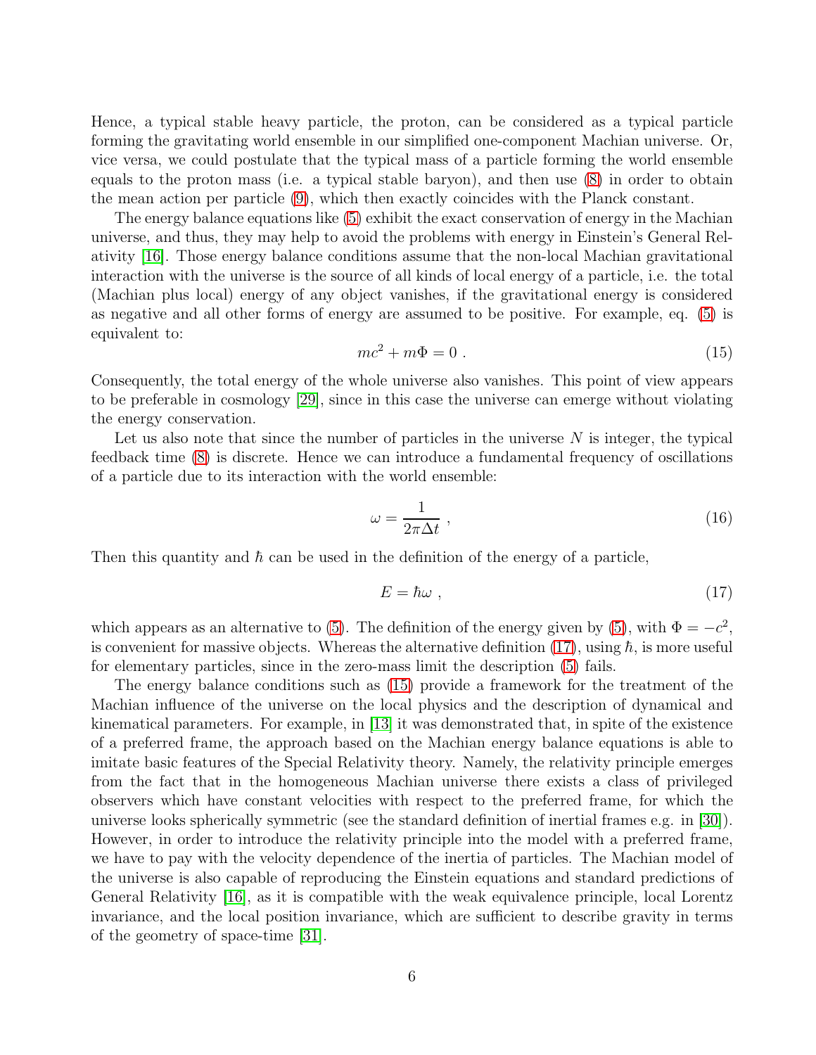Hence, a typical stable heavy particle, the proton, can be considered as a typical particle forming the gravitating world ensemble in our simplified one-component Machian universe. Or, vice versa, we could postulate that the typical mass of a particle forming the world ensemble equals to the proton mass (i.e. a typical stable baryon), and then use (8) in order to obtain the mean action per particle (9), which then exactly coincides with the Planck constant.

The energy balance equations like (5) exhibit the exact conservation of energy in the Machian universe, and thus, they may help to avoid the problems with energy in Einstein's General Relativity [16]. Those energy balance conditions assume that the non-local Machian gravitational interaction with the universe is the source of all kinds of local energy of a particle, i.e. the total (Machian plus local) energy of any object vanishes, if the gravitational energy is considered as negative and all other forms of energy are assumed to be positive. For example, eq. (5) is equivalent to:

$$mc^2 + m\Phi = 0 \; . \tag{15}$$

Consequently, the total energy of the whole universe also vanishes. This point of view appears to be preferable in cosmology [29], since in this case the universe can emerge without violating the energy conservation.

Let us also note that since the number of particles in the universe $N$ is integer, the typical feedback time (8) is discrete. Hence we can introduce a fundamental frequency of oscillations of a particle due to its interaction with the world ensemble:

$$\omega = \frac{1}{2\pi\Delta t} \; , \tag{16}$$

Then this quantity and $\hbar$ can be used in the definition of the energy of a particle,

$$E = \hbar\omega \; , \tag{17}$$

which appears as an alternative to (5). The definition of the energy given by (5), with $\Phi = -c^2$, is convenient for massive objects. Whereas the alternative definition (17), using $\hbar$, is more useful for elementary particles, since in the zero-mass limit the description (5) fails.

The energy balance conditions such as (15) provide a framework for the treatment of the Machian influence of the universe on the local physics and the description of dynamical and kinematical parameters. For example, in [13] it was demonstrated that, in spite of the existence of a preferred frame, the approach based on the Machian energy balance equations is able to imitate basic features of the Special Relativity theory. Namely, the relativity principle emerges from the fact that in the homogeneous Machian universe there exists a class of privileged observers which have constant velocities with respect to the preferred frame, for which the universe looks spherically symmetric (see the standard definition of inertial frames e.g. in [30]). However, in order to introduce the relativity principle into the model with a preferred frame, we have to pay with the velocity dependence of the inertia of particles. The Machian model of the universe is also capable of reproducing the Einstein equations and standard predictions of General Relativity [16], as it is compatible with the weak equivalence principle, local Lorentz invariance, and the local position invariance, which are sufficient to describe gravity in terms of the geometry of space-time [31].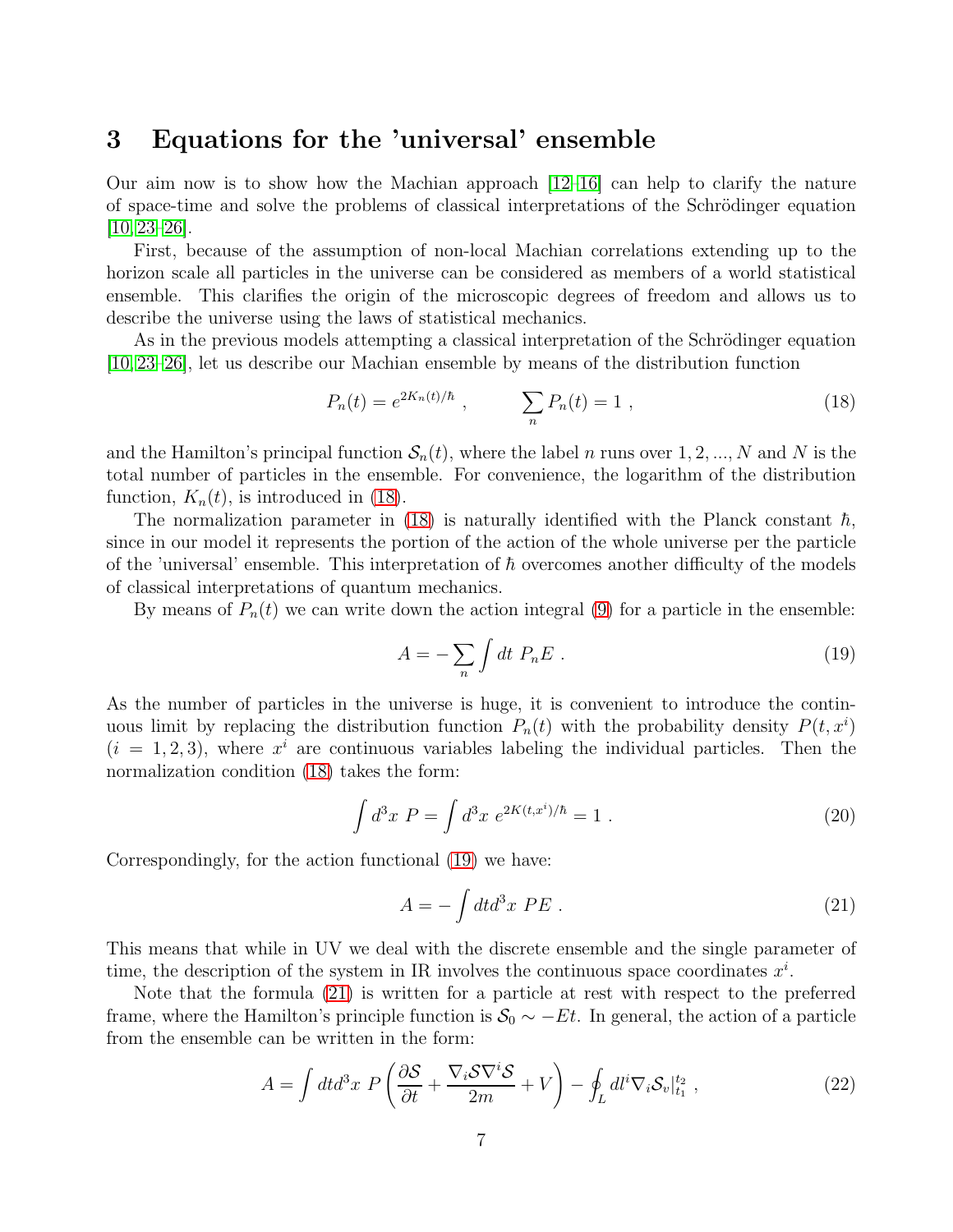## 3 Equations for the 'universal' ensemble

Our aim now is to show how the Machian approach [12–16] can help to clarify the nature of space-time and solve the problems of classical interpretations of the Schrödinger equation [10, 23–26].

First, because of the assumption of non-local Machian correlations extending up to the horizon scale all particles in the universe can be considered as members of a world statistical ensemble. This clarifies the origin of the microscopic degrees of freedom and allows us to describe the universe using the laws of statistical mechanics.

As in the previous models attempting a classical interpretation of the Schrödinger equation [10, 23–26], let us describe our Machian ensemble by means of the distribution function

$$P_n(t) = e^{2K_n(t)/\hbar} \ , \qquad \sum_n P_n(t) = 1 \ , \tag{18}$$

and the Hamilton's principal function $\mathcal{S}_n(t)$, where the label $n$ runs over $1, 2, ..., N$ and $N$ is the total number of particles in the ensemble. For convenience, the logarithm of the distribution function, $K_n(t)$, is introduced in (18).

The normalization parameter in (18) is naturally identified with the Planck constant $\hbar$, since in our model it represents the portion of the action of the whole universe per the particle of the 'universal' ensemble. This interpretation of $\hbar$ overcomes another difficulty of the models of classical interpretations of quantum mechanics.

By means of $P_n(t)$ we can write down the action integral (9) for a particle in the ensemble:

$$A = -\sum_n \int dt \ P_n E \ . \tag{19}$$

As the number of particles in the universe is huge, it is convenient to introduce the continuous limit by replacing the distribution function $P_n(t)$ with the probability density $P(t, x^i)$ ($i = 1, 2, 3$), where $x^i$ are continuous variables labeling the individual particles. Then the normalization condition (18) takes the form:

$$\int d^3x \ P = \int d^3x \ e^{2K(t,x^i)/\hbar} = 1 \ . \tag{20}$$

Correspondingly, for the action functional (19) we have:

$$A = -\int dt d^3x \ PE \ . \tag{21}$$

This means that while in UV we deal with the discrete ensemble and the single parameter of time, the description of the system in IR involves the continuous space coordinates $x^i$.

Note that the formula (21) is written for a particle at rest with respect to the preferred frame, where the Hamilton's principle function is $\mathcal{S}_0 \sim -Et$. In general, the action of a particle from the ensemble can be written in the form:

$$A = \int dt d^3x \ P \left( \frac{\partial \mathcal{S}}{\partial t} + \frac{\nabla_i \mathcal{S} \nabla^i \mathcal{S}}{2m} + V \right) - \oint_L dl^i \nabla_i \mathcal{S}_v |_{t_1}^{t_2} \ , \tag{22}$$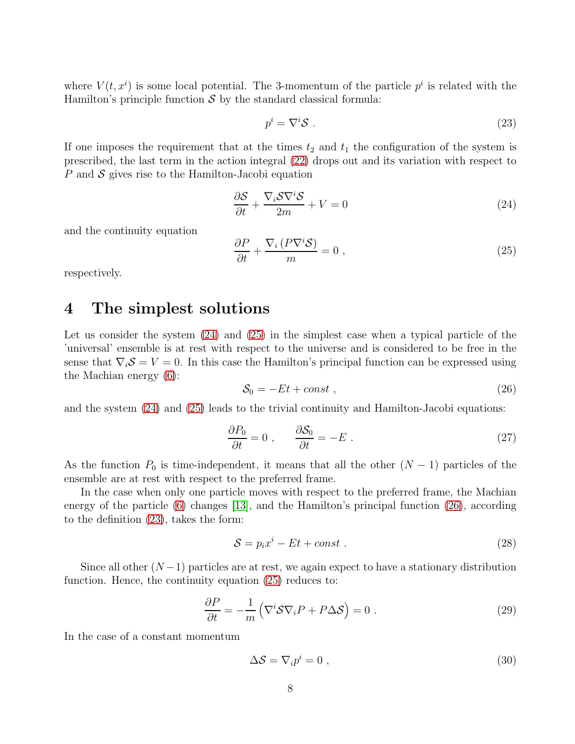where $V(t, x^i)$ is some local potential. The 3-momentum of the particle $p^i$ is related with the Hamilton's principle function $\mathcal{S}$ by the standard classical formula:

$$p^i = \nabla^i \mathcal{S} \ . \tag{23}$$

If one imposes the requirement that at the times $t_2$ and $t_1$ the configuration of the system is prescribed, the last term in the action integral (22) drops out and its variation with respect to $P$ and $\mathcal{S}$ gives rise to the Hamilton-Jacobi equation

$$\frac{\partial \mathcal{S}}{\partial t} + \frac{\nabla_i \mathcal{S} \nabla^i \mathcal{S}}{2m} + V = 0 \tag{24}$$

and the continuity equation

$$\frac{\partial P}{\partial t} + \frac{\nabla_i \left( P \nabla^i \mathcal{S} \right)}{m} = 0 \ , \tag{25}$$

respectively.

# 4 The simplest solutions

Let us consider the system (24) and (25) in the simplest case when a typical particle of the 'universal' ensemble is at rest with respect to the universe and is considered to be free in the sense that $\nabla_i \mathcal{S} = V = 0$. In this case the Hamilton's principal function can be expressed using the Machian energy (6):

$$\mathcal{S}_0 = -Et + const \ , \tag{26}$$

and the system (24) and (25) leads to the trivial continuity and Hamilton-Jacobi equations:

$$\frac{\partial P_0}{\partial t} = 0 \ , \qquad \frac{\partial \mathcal{S}_0}{\partial t} = -E \ . \tag{27}$$

As the function $P_0$ is time-independent, it means that all the other $(N-1)$ particles of the ensemble are at rest with respect to the preferred frame.

In the case when only one particle moves with respect to the preferred frame, the Machian energy of the particle (6) changes [13], and the Hamilton's principal function (26), according to the definition (23), takes the form:

$$\mathcal{S} = p_i x^i - Et + const \ . \tag{28}$$

Since all other $(N-1)$ particles are at rest, we again expect to have a stationary distribution function. Hence, the continuity equation (25) reduces to:

$$\frac{\partial P}{\partial t} = -\frac{1}{m} \left( \nabla^i \mathcal{S} \nabla_i P + P \Delta \mathcal{S} \right) = 0 \ . \tag{29}$$

In the case of a constant momentum

$$\Delta \mathcal{S} = \nabla_i p^i = 0 \ , \tag{30}$$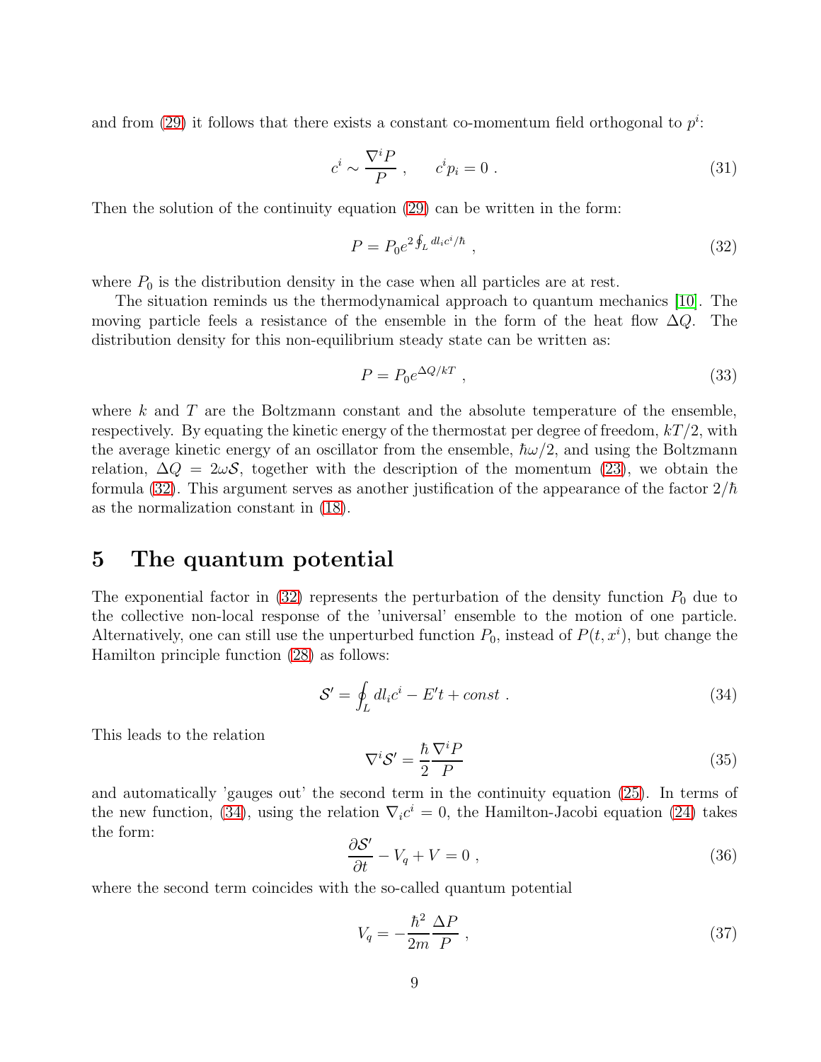and from (29) it follows that there exists a constant co-momentum field orthogonal to $p^i$:

$$c^i \sim \frac{\nabla^i P}{P} \ , \qquad c^i p_i = 0 \ . \tag{31}$$

Then the solution of the continuity equation (29) can be written in the form:

$$P = P_0 e^{2 \oint_L dl_i c^i / \hbar} \ , \tag{32}$$

where $P_0$ is the distribution density in the case when all particles are at rest.

The situation reminds us the thermodynamical approach to quantum mechanics [10]. The moving particle feels a resistance of the ensemble in the form of the heat flow $\Delta Q$. The distribution density for this non-equilibrium steady state can be written as:

$$P = P_0 e^{\Delta Q / kT} \ , \tag{33}$$

where $k$ and $T$ are the Boltzmann constant and the absolute temperature of the ensemble, respectively. By equating the kinetic energy of the thermostat per degree of freedom, $kT/2$, with the average kinetic energy of an oscillator from the ensemble, $\hbar\omega/2$, and using the Boltzmann relation, $\Delta Q = 2\omega \mathcal{S}$, together with the description of the momentum (23), we obtain the formula (32). This argument serves as another justification of the appearance of the factor $2/\hbar$ as the normalization constant in (18).

## 5 The quantum potential

The exponential factor in (32) represents the perturbation of the density function $P_0$ due to the collective non-local response of the 'universal' ensemble to the motion of one particle. Alternatively, one can still use the unperturbed function $P_0$, instead of $P(t, x^i)$, but change the Hamilton principle function (28) as follows:

$$\mathcal{S}' = \oint_L dl_i c^i - E't + const \ . \tag{34}$$

This leads to the relation

$$\nabla^i \mathcal{S}' = \frac{\hbar}{2} \frac{\nabla^i P}{P} \tag{35}$$

and automatically 'gauges out' the second term in the continuity equation (25). In terms of the new function, (34), using the relation $\nabla_i c^i = 0$, the Hamilton-Jacobi equation (24) takes the form:

$$\frac{\partial \mathcal{S}'}{\partial t} - V_q + V = 0 \ , \tag{36}$$

where the second term coincides with the so-called quantum potential

$$V_q = -\frac{\hbar^2}{2m} \frac{\Delta P}{P} \ , \tag{37}$$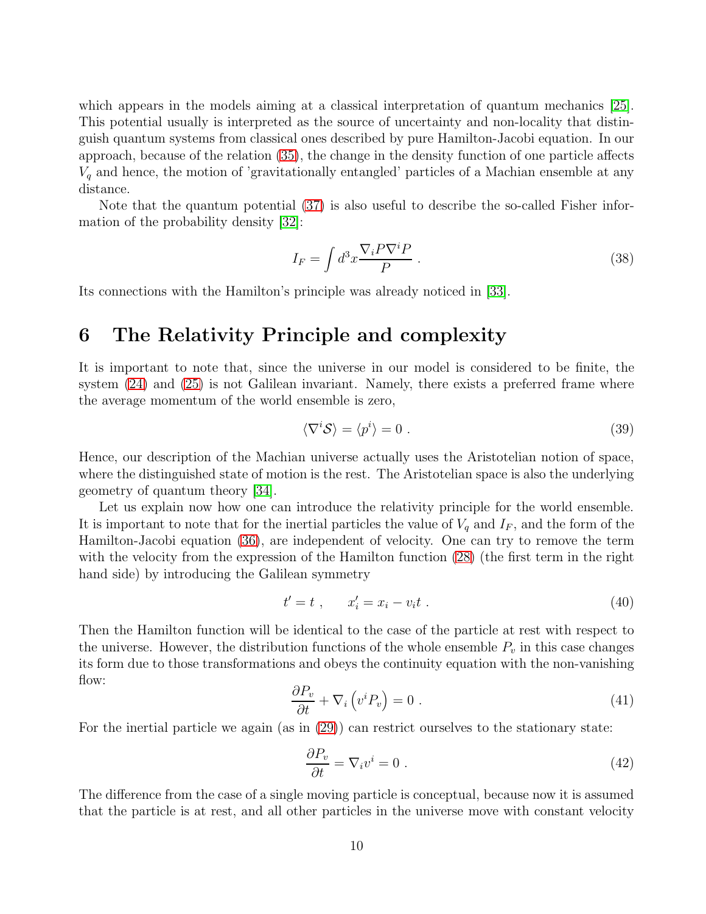which appears in the models aiming at a classical interpretation of quantum mechanics [25]. This potential usually is interpreted as the source of uncertainty and non-locality that distinguish quantum systems from classical ones described by pure Hamilton-Jacobi equation. In our approach, because of the relation (35), the change in the density function of one particle affects $V_q$ and hence, the motion of 'gravitationally entangled' particles of a Machian ensemble at any distance.

Note that the quantum potential (37) is also useful to describe the so-called Fisher information of the probability density [32]:

$$I_F = \int d^3x \frac{\nabla_i P \nabla^i P}{P} \ . \tag{38}$$

Its connections with the Hamilton's principle was already noticed in [33].

## 6 The Relativity Principle and complexity

It is important to note that, since the universe in our model is considered to be finite, the system (24) and (25) is not Galilean invariant. Namely, there exists a preferred frame where the average momentum of the world ensemble is zero,

$$\langle \nabla^i \mathcal{S} \rangle = \langle p^i \rangle = 0 \ . \tag{39}$$

Hence, our description of the Machian universe actually uses the Aristotelian notion of space, where the distinguished state of motion is the rest. The Aristotelian space is also the underlying geometry of quantum theory [34].

Let us explain now how one can introduce the relativity principle for the world ensemble. It is important to note that for the inertial particles the value of $V_q$ and $I_F$, and the form of the Hamilton-Jacobi equation (36), are independent of velocity. One can try to remove the term with the velocity from the expression of the Hamilton function (28) (the first term in the right hand side) by introducing the Galilean symmetry

$$t' = t \ , \qquad x'_i = x_i - v_i t \ . \tag{40}$$

Then the Hamilton function will be identical to the case of the particle at rest with respect to the universe. However, the distribution functions of the whole ensemble $P_v$ in this case changes its form due to those transformations and obeys the continuity equation with the non-vanishing flow:

$$\frac{\partial P_v}{\partial t} + \nabla_i \left( v^i P_v \right) = 0 \ . \tag{41}$$

For the inertial particle we again (as in (29)) can restrict ourselves to the stationary state:

$$\frac{\partial P_v}{\partial t} = \nabla_i v^i = 0 \ . \tag{42}$$

The difference from the case of a single moving particle is conceptual, because now it is assumed that the particle is at rest, and all other particles in the universe move with constant velocity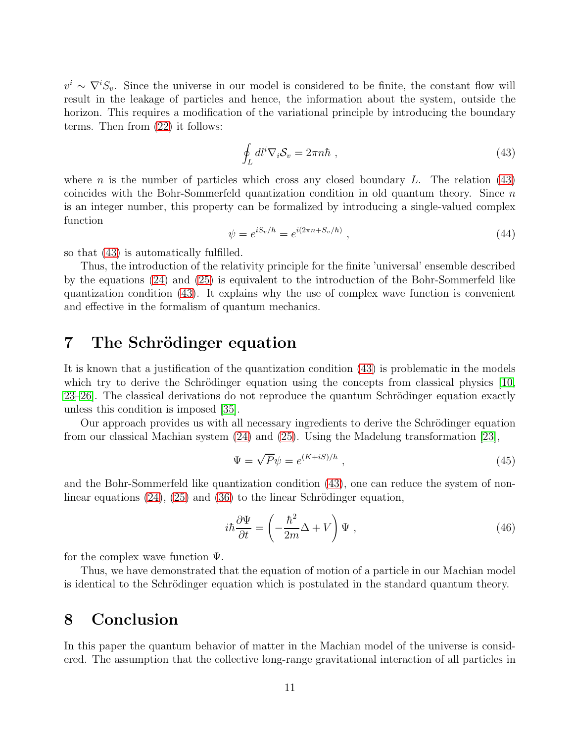$v^i \sim \nabla^i S_v$. Since the universe in our model is considered to be finite, the constant flow will result in the leakage of particles and hence, the information about the system, outside the horizon. This requires a modification of the variational principle by introducing the boundary terms. Then from (22) it follows:

$$\oint_L dl^i \nabla_i \mathcal{S}_v = 2\pi n\hbar \ , \tag{43}$$

where $n$ is the number of particles which cross any closed boundary $L$. The relation (43) coincides with the Bohr-Sommerfeld quantization condition in old quantum theory. Since $n$ is an integer number, this property can be formalized by introducing a single-valued complex function

$$\psi = e^{iS_v/\hbar} = e^{i(2\pi n + S_v/\hbar)} \ , \tag{44}$$

so that (43) is automatically fulfilled.

Thus, the introduction of the relativity principle for the finite 'universal' ensemble described by the equations (24) and (25) is equivalent to the introduction of the Bohr-Sommerfeld like quantization condition (43). It explains why the use of complex wave function is convenient and effective in the formalism of quantum mechanics.

## 7 The Schrödinger equation

It is known that a justification of the quantization condition (43) is problematic in the models which try to derive the Schrödinger equation using the concepts from classical physics [10, 23–26]. The classical derivations do not reproduce the quantum Schrödinger equation exactly unless this condition is imposed [35].

Our approach provides us with all necessary ingredients to derive the Schrödinger equation from our classical Machian system (24) and (25). Using the Madelung transformation [23],

$$\Psi = \sqrt{P}\psi = e^{(K+iS)/\hbar} \ , \tag{45}$$

and the Bohr-Sommerfeld like quantization condition (43), one can reduce the system of non-linear equations (24), (25) and (36) to the linear Schrödinger equation,

$$i\hbar\frac{\partial \Psi}{\partial t} = \left(-\frac{\hbar^2}{2m}\Delta + V\right)\Psi \ , \tag{46}$$

for the complex wave function $\Psi$.

Thus, we have demonstrated that the equation of motion of a particle in our Machian model is identical to the Schrödinger equation which is postulated in the standard quantum theory.

## 8 Conclusion

In this paper the quantum behavior of matter in the Machian model of the universe is considered. The assumption that the collective long-range gravitational interaction of all particles in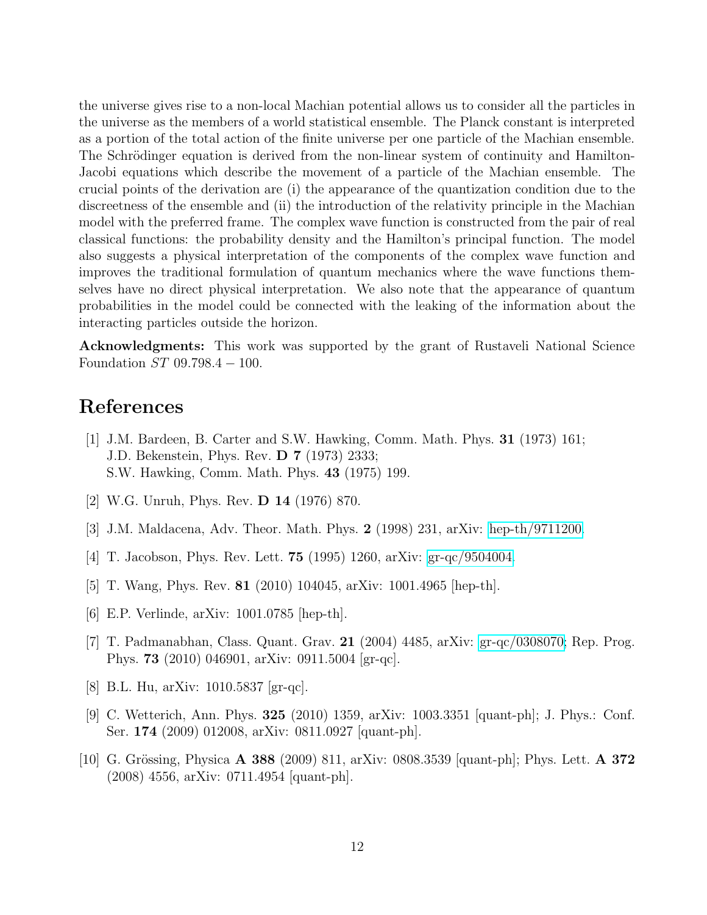the universe gives rise to a non-local Machian potential allows us to consider all the particles in the universe as the members of a world statistical ensemble. The Planck constant is interpreted as a portion of the total action of the finite universe per one particle of the Machian ensemble. The Schrödinger equation is derived from the non-linear system of continuity and Hamilton-Jacobi equations which describe the movement of a particle of the Machian ensemble. The crucial points of the derivation are (i) the appearance of the quantization condition due to the discreetness of the ensemble and (ii) the introduction of the relativity principle in the Machian model with the preferred frame. The complex wave function is constructed from the pair of real classical functions: the probability density and the Hamilton's principal function. The model also suggests a physical interpretation of the components of the complex wave function and improves the traditional formulation of quantum mechanics where the wave functions themselves have no direct physical interpretation. We also note that the appearance of quantum probabilities in the model could be connected with the leaking of the information about the interacting particles outside the horizon.

**Acknowledgments:** This work was supported by the grant of Rustaveli National Science Foundation $ST\ 09.798.4 - 100$.

# References

[1] J.M. Bardeen, B. Carter and S.W. Hawking, Comm. Math. Phys. **31** (1973) 161;
J.D. Bekenstein, Phys. Rev. **D 7** (1973) 2333;
S.W. Hawking, Comm. Math. Phys. **43** (1975) 199.

[2] W.G. Unruh, Phys. Rev. **D 14** (1976) 870.

[3] J.M. Maldacena, Adv. Theor. Math. Phys. **2** (1998) 231, arXiv: hep-th/9711200.

[4] T. Jacobson, Phys. Rev. Lett. **75** (1995) 1260, arXiv: gr-qc/9504004.

[5] T. Wang, Phys. Rev. **81** (2010) 104045, arXiv: 1001.4965 [hep-th].

[6] E.P. Verlinde, arXiv: 1001.0785 [hep-th].

[7] T. Padmanabhan, Class. Quant. Grav. **21** (2004) 4485, arXiv: gr-qc/0308070; Rep. Prog. Phys. **73** (2010) 046901, arXiv: 0911.5004 [gr-qc].

[8] B.L. Hu, arXiv: 1010.5837 [gr-qc].

[9] C. Wetterich, Ann. Phys. **325** (2010) 1359, arXiv: 1003.3351 [quant-ph]; J. Phys.: Conf. Ser. **174** (2009) 012008, arXiv: 0811.0927 [quant-ph].

[10] G. Grössing, Physica **A 388** (2009) 811, arXiv: 0808.3539 [quant-ph]; Phys. Lett. **A 372** (2008) 4556, arXiv: 0711.4954 [quant-ph].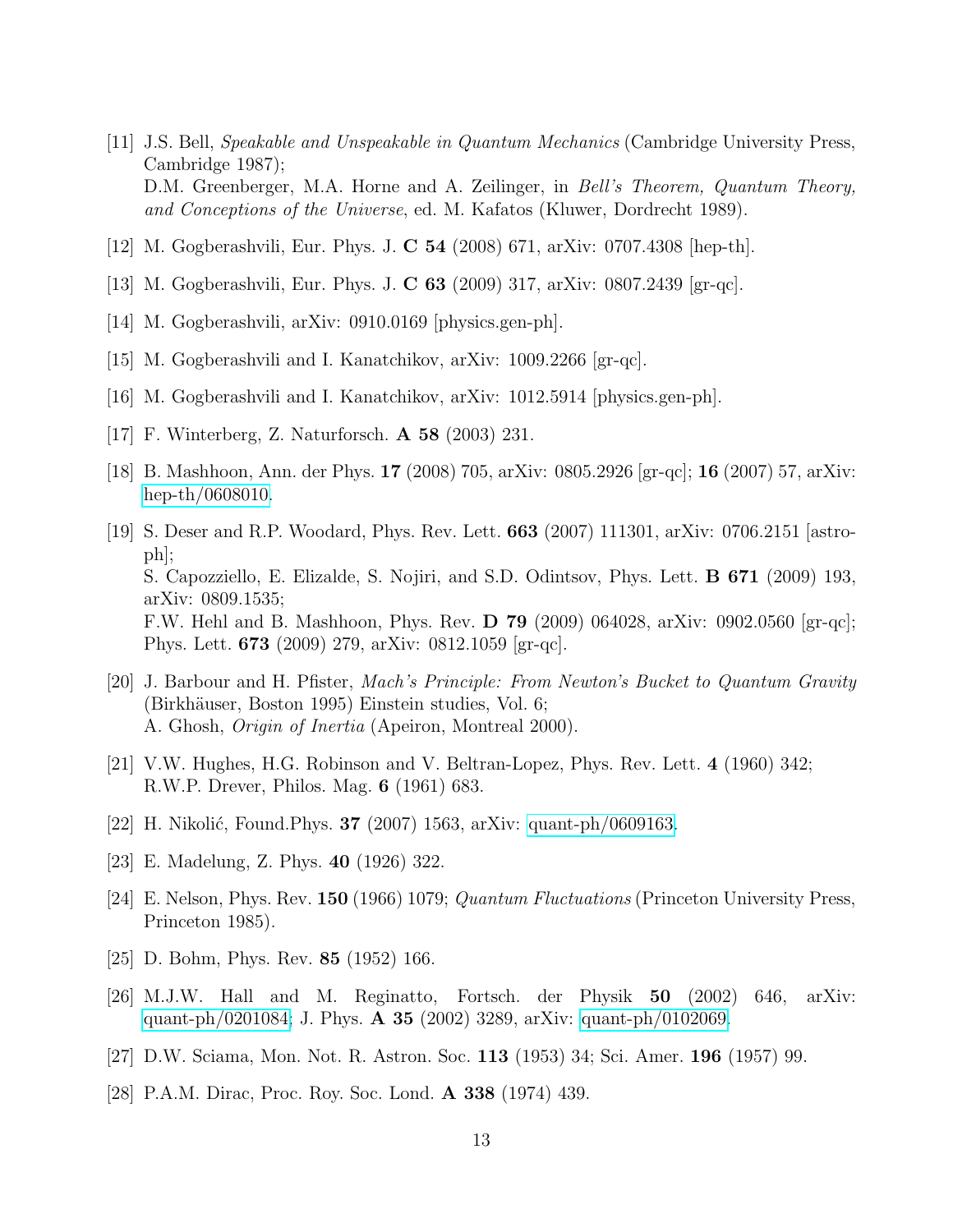[11] J.S. Bell, *Speakable and Unspeakable in Quantum Mechanics* (Cambridge University Press, Cambridge 1987);
D.M. Greenberger, M.A. Horne and A. Zeilinger, in *Bell's Theorem, Quantum Theory, and Conceptions of the Universe*, ed. M. Kafatos (Kluwer, Dordrecht 1989).

[12] M. Gogberashvili, Eur. Phys. J. **C 54** (2008) 671, arXiv: 0707.4308 [hep-th].

[13] M. Gogberashvili, Eur. Phys. J. **C 63** (2009) 317, arXiv: 0807.2439 [gr-qc].

[14] M. Gogberashvili, arXiv: 0910.0169 [physics.gen-ph].

[15] M. Gogberashvili and I. Kanatchikov, arXiv: 1009.2266 [gr-qc].

[16] M. Gogberashvili and I. Kanatchikov, arXiv: 1012.5914 [physics.gen-ph].

[17] F. Winterberg, Z. Naturforsch. **A 58** (2003) 231.

[18] B. Mashhoon, Ann. der Phys. **17** (2008) 705, arXiv: 0805.2926 [gr-qc]; **16** (2007) 57, arXiv: hep-th/0608010.

[19] S. Deser and R.P. Woodard, Phys. Rev. Lett. **663** (2007) 111301, arXiv: 0706.2151 [astro-ph];
S. Capozziello, E. Elizalde, S. Nojiri, and S.D. Odintsov, Phys. Lett. **B 671** (2009) 193, arXiv: 0809.1535;
F.W. Hehl and B. Mashhoon, Phys. Rev. **D 79** (2009) 064028, arXiv: 0902.0560 [gr-qc]; Phys. Lett. **673** (2009) 279, arXiv: 0812.1059 [gr-qc].

[20] J. Barbour and H. Pfister, *Mach's Principle: From Newton's Bucket to Quantum Gravity* (Birkhäuser, Boston 1995) Einstein studies, Vol. 6;
A. Ghosh, *Origin of Inertia* (Apeiron, Montreal 2000).

[21] V.W. Hughes, H.G. Robinson and V. Beltran-Lopez, Phys. Rev. Lett. **4** (1960) 342;
R.W.P. Drever, Philos. Mag. **6** (1961) 683.

[22] H. Nikolić, Found.Phys. **37** (2007) 1563, arXiv: quant-ph/0609163.

[23] E. Madelung, Z. Phys. **40** (1926) 322.

[24] E. Nelson, Phys. Rev. **150** (1966) 1079; *Quantum Fluctuations* (Princeton University Press, Princeton 1985).

[25] D. Bohm, Phys. Rev. **85** (1952) 166.

[26] M.J.W. Hall and M. Reginatto, Fortsch. der Physik **50** (2002) 646, arXiv: quant-ph/0201084; J. Phys. **A 35** (2002) 3289, arXiv: quant-ph/0102069.

[27] D.W. Sciama, Mon. Not. R. Astron. Soc. **113** (1953) 34; Sci. Amer. **196** (1957) 99.

[28] P.A.M. Dirac, Proc. Roy. Soc. Lond. **A 338** (1974) 439.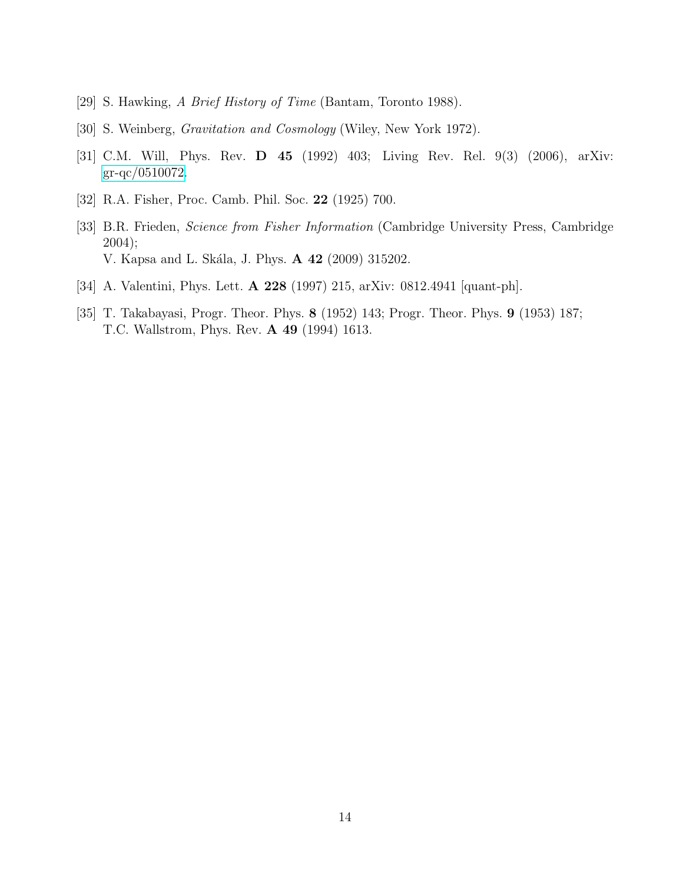[29] S. Hawking, *A Brief History of Time* (Bantam, Toronto 1988).

[30] S. Weinberg, *Gravitation and Cosmology* (Wiley, New York 1972).

[31] C.M. Will, Phys. Rev. **D 45** (1992) 403; Living Rev. Rel. 9(3) (2006), arXiv: gr-qc/0510072.

[32] R.A. Fisher, Proc. Camb. Phil. Soc. **22** (1925) 700.

[33] B.R. Frieden, *Science from Fisher Information* (Cambridge University Press, Cambridge 2004);
V. Kapsa and L. Skála, J. Phys. **A 42** (2009) 315202.

[34] A. Valentini, Phys. Lett. **A 228** (1997) 215, arXiv: 0812.4941 [quant-ph].

[35] T. Takabayasi, Progr. Theor. Phys. **8** (1952) 143; Progr. Theor. Phys. **9** (1953) 187;
T.C. Wallstrom, Phys. Rev. **A 49** (1994) 1613.